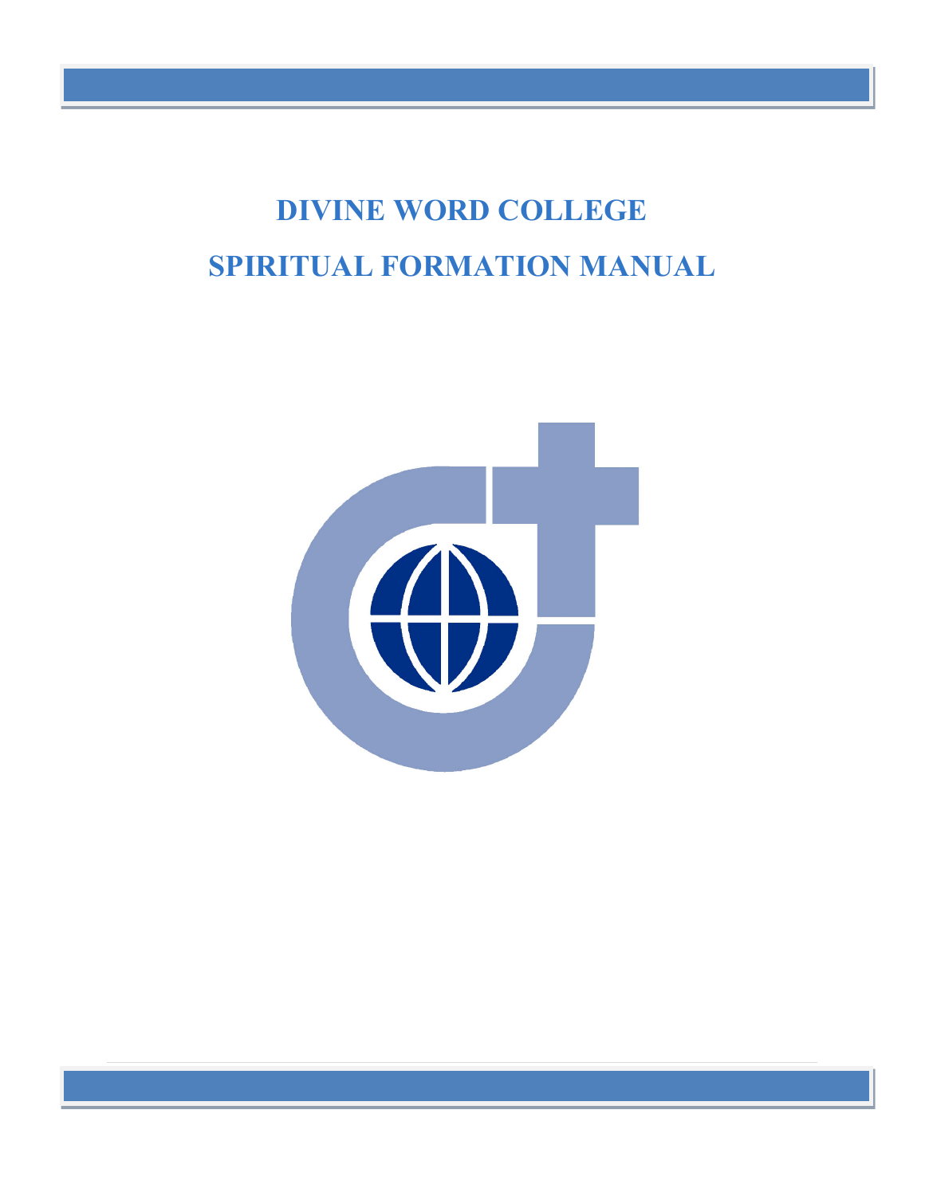# DIVINE WORD COLLEGE

# SPIRITUAL FORMATION MANUAL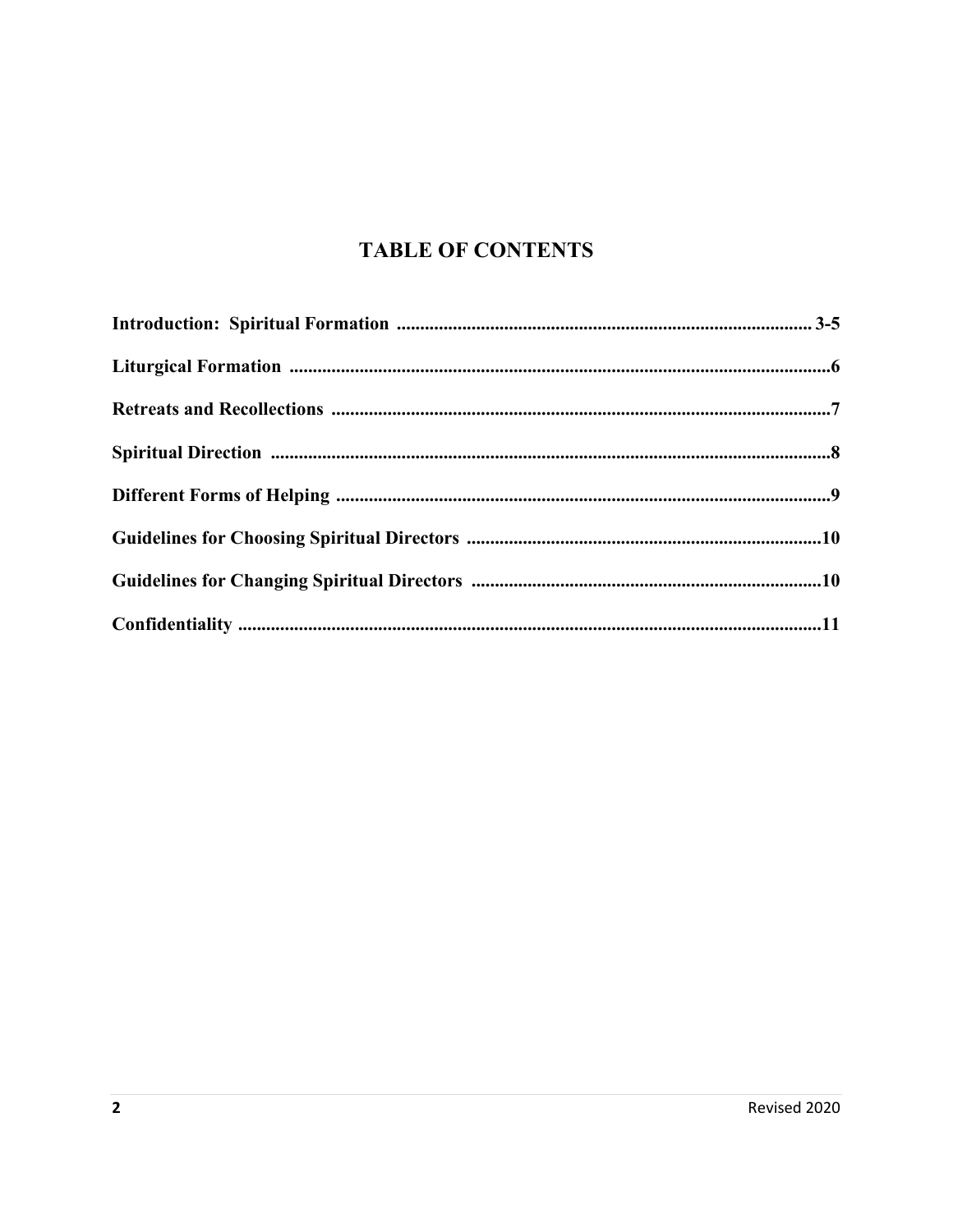# TABLE OF CONTENTS

**Introduction: Spiritual Formation** ........................................................................................ **3-5**

**Liturgical Formation** ....................................................................................................................**6**

**Retreats and Recollections** ...........................................................................................................**7**

**Spiritual Direction** .........................................................................................................................**8**

**Different Forms of Helping** ..........................................................................................................**9**

**Guidelines for Choosing Spiritual Directors** ............................................................................**10**

**Guidelines for Changing Spiritual Directors** ...........................................................................**10**

**Confidentiality** .............................................................................................................................**11**

Revised 2020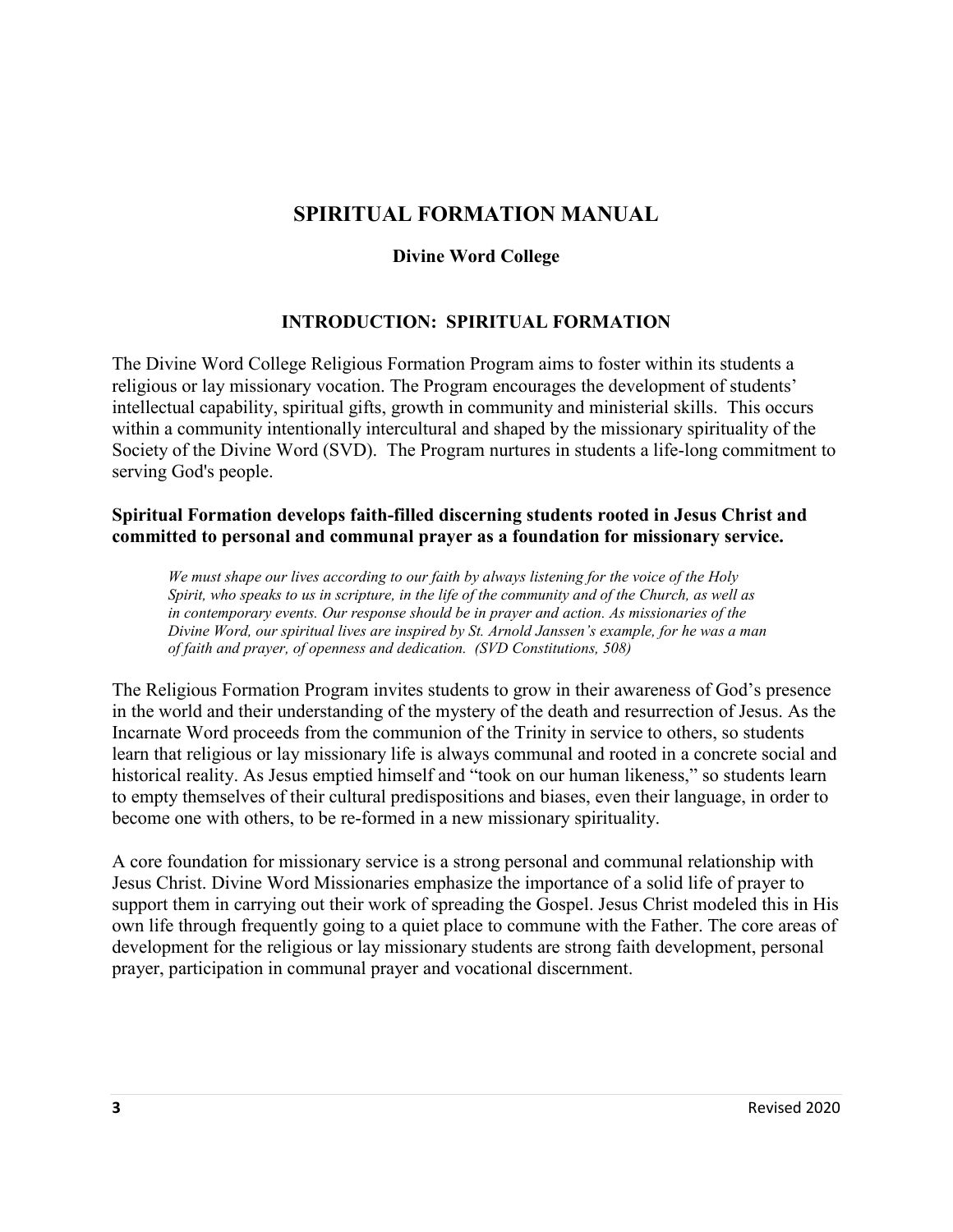# SPIRITUAL FORMATION MANUAL

### Divine Word College

## INTRODUCTION: SPIRITUAL FORMATION

The Divine Word College Religious Formation Program aims to foster within its students a religious or lay missionary vocation. The Program encourages the development of students' intellectual capability, spiritual gifts, growth in community and ministerial skills. This occurs within a community intentionally intercultural and shaped by the missionary spirituality of the Society of the Divine Word (SVD). The Program nurtures in students a life-long commitment to serving God's people.

**Spiritual Formation develops faith-filled discerning students rooted in Jesus Christ and committed to personal and communal prayer as a foundation for missionary service.**

> *We must shape our lives according to our faith by always listening for the voice of the Holy Spirit, who speaks to us in scripture, in the life of the community and of the Church, as well as in contemporary events. Our response should be in prayer and action. As missionaries of the Divine Word, our spiritual lives are inspired by St. Arnold Janssen's example, for he was a man of faith and prayer, of openness and dedication. (SVD Constitutions, 508)*

The Religious Formation Program invites students to grow in their awareness of God's presence in the world and their understanding of the mystery of the death and resurrection of Jesus. As the Incarnate Word proceeds from the communion of the Trinity in service to others, so students learn that religious or lay missionary life is always communal and rooted in a concrete social and historical reality. As Jesus emptied himself and "took on our human likeness," so students learn to empty themselves of their cultural predispositions and biases, even their language, in order to become one with others, to be re-formed in a new missionary spirituality.

A core foundation for missionary service is a strong personal and communal relationship with Jesus Christ. Divine Word Missionaries emphasize the importance of a solid life of prayer to support them in carrying out their work of spreading the Gospel. Jesus Christ modeled this in His own life through frequently going to a quiet place to commune with the Father. The core areas of development for the religious or lay missionary students are strong faith development, personal prayer, participation in communal prayer and vocational discernment.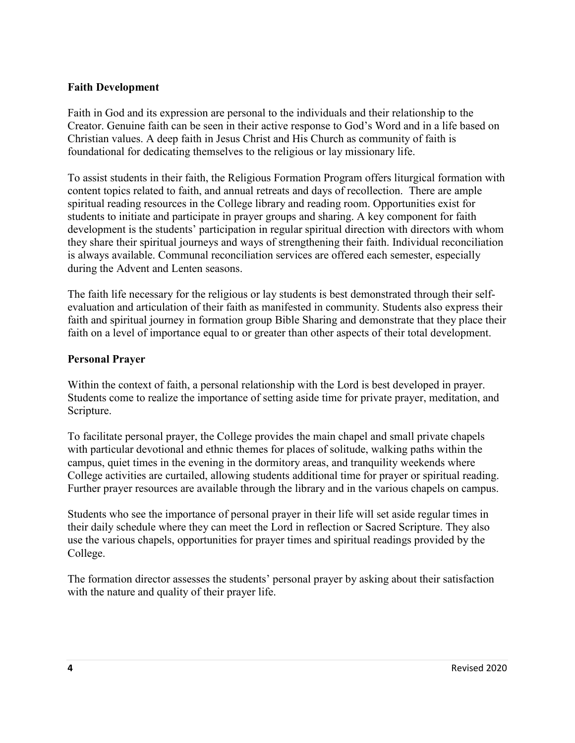### Faith Development

Faith in God and its expression are personal to the individuals and their relationship to the Creator. Genuine faith can be seen in their active response to God's Word and in a life based on Christian values. A deep faith in Jesus Christ and His Church as community of faith is foundational for dedicating themselves to the religious or lay missionary life.

To assist students in their faith, the Religious Formation Program offers liturgical formation with content topics related to faith, and annual retreats and days of recollection. There are ample spiritual reading resources in the College library and reading room. Opportunities exist for students to initiate and participate in prayer groups and sharing. A key component for faith development is the students' participation in regular spiritual direction with directors with whom they share their spiritual journeys and ways of strengthening their faith. Individual reconciliation is always available. Communal reconciliation services are offered each semester, especially during the Advent and Lenten seasons.

The faith life necessary for the religious or lay students is best demonstrated through their self-evaluation and articulation of their faith as manifested in community. Students also express their faith and spiritual journey in formation group Bible Sharing and demonstrate that they place their faith on a level of importance equal to or greater than other aspects of their total development.

### Personal Prayer

Within the context of faith, a personal relationship with the Lord is best developed in prayer. Students come to realize the importance of setting aside time for private prayer, meditation, and Scripture.

To facilitate personal prayer, the College provides the main chapel and small private chapels with particular devotional and ethnic themes for places of solitude, walking paths within the campus, quiet times in the evening in the dormitory areas, and tranquility weekends where College activities are curtailed, allowing students additional time for prayer or spiritual reading. Further prayer resources are available through the library and in the various chapels on campus.

Students who see the importance of personal prayer in their life will set aside regular times in their daily schedule where they can meet the Lord in reflection or Sacred Scripture. They also use the various chapels, opportunities for prayer times and spiritual readings provided by the College.

The formation director assesses the students' personal prayer by asking about their satisfaction with the nature and quality of their prayer life.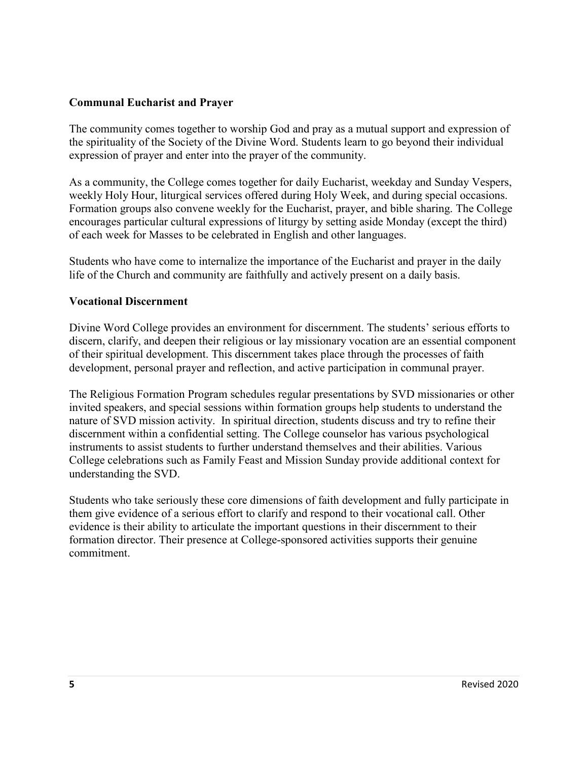**Communal Eucharist and Prayer**

The community comes together to worship God and pray as a mutual support and expression of the spirituality of the Society of the Divine Word. Students learn to go beyond their individual expression of prayer and enter into the prayer of the community.

As a community, the College comes together for daily Eucharist, weekday and Sunday Vespers, weekly Holy Hour, liturgical services offered during Holy Week, and during special occasions. Formation groups also convene weekly for the Eucharist, prayer, and bible sharing. The College encourages particular cultural expressions of liturgy by setting aside Monday (except the third) of each week for Masses to be celebrated in English and other languages.

Students who have come to internalize the importance of the Eucharist and prayer in the daily life of the Church and community are faithfully and actively present on a daily basis.

**Vocational Discernment**

Divine Word College provides an environment for discernment. The students' serious efforts to discern, clarify, and deepen their religious or lay missionary vocation are an essential component of their spiritual development. This discernment takes place through the processes of faith development, personal prayer and reflection, and active participation in communal prayer.

The Religious Formation Program schedules regular presentations by SVD missionaries or other invited speakers, and special sessions within formation groups help students to understand the nature of SVD mission activity. In spiritual direction, students discuss and try to refine their discernment within a confidential setting. The College counselor has various psychological instruments to assist students to further understand themselves and their abilities. Various College celebrations such as Family Feast and Mission Sunday provide additional context for understanding the SVD.

Students who take seriously these core dimensions of faith development and fully participate in them give evidence of a serious effort to clarify and respond to their vocational call. Other evidence is their ability to articulate the important questions in their discernment to their formation director. Their presence at College-sponsored activities supports their genuine commitment.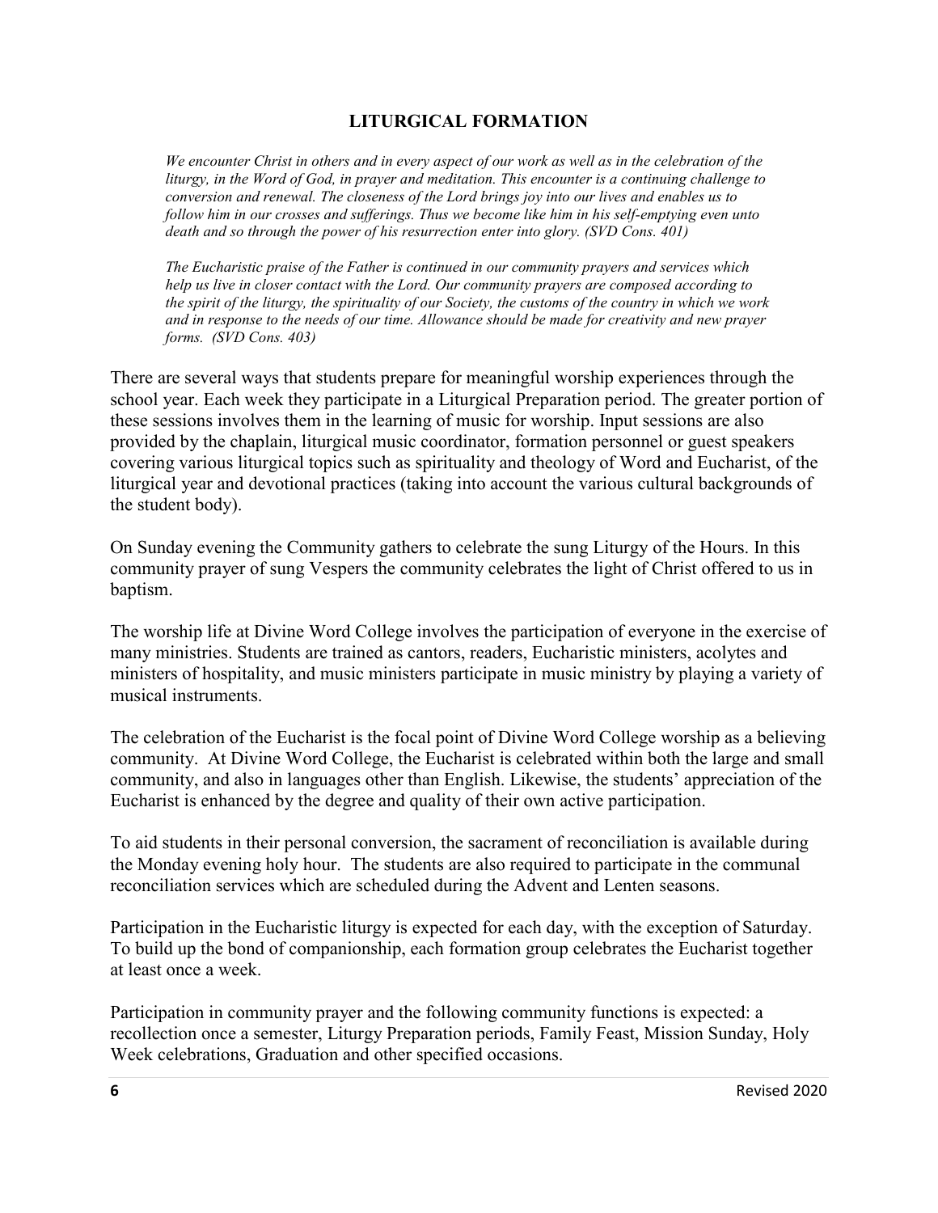## LITURGICAL FORMATION

*We encounter Christ in others and in every aspect of our work as well as in the celebration of the liturgy, in the Word of God, in prayer and meditation. This encounter is a continuing challenge to conversion and renewal. The closeness of the Lord brings joy into our lives and enables us to follow him in our crosses and sufferings. Thus we become like him in his self-emptying even unto death and so through the power of his resurrection enter into glory. (SVD Cons. 401)*

*The Eucharistic praise of the Father is continued in our community prayers and services which help us live in closer contact with the Lord. Our community prayers are composed according to the spirit of the liturgy, the spirituality of our Society, the customs of the country in which we work and in response to the needs of our time. Allowance should be made for creativity and new prayer forms. (SVD Cons. 403)*

There are several ways that students prepare for meaningful worship experiences through the school year. Each week they participate in a Liturgical Preparation period. The greater portion of these sessions involves them in the learning of music for worship. Input sessions are also provided by the chaplain, liturgical music coordinator, formation personnel or guest speakers covering various liturgical topics such as spirituality and theology of Word and Eucharist, of the liturgical year and devotional practices (taking into account the various cultural backgrounds of the student body).

On Sunday evening the Community gathers to celebrate the sung Liturgy of the Hours. In this community prayer of sung Vespers the community celebrates the light of Christ offered to us in baptism.

The worship life at Divine Word College involves the participation of everyone in the exercise of many ministries. Students are trained as cantors, readers, Eucharistic ministers, acolytes and ministers of hospitality, and music ministers participate in music ministry by playing a variety of musical instruments.

The celebration of the Eucharist is the focal point of Divine Word College worship as a believing community. At Divine Word College, the Eucharist is celebrated within both the large and small community, and also in languages other than English. Likewise, the students' appreciation of the Eucharist is enhanced by the degree and quality of their own active participation.

To aid students in their personal conversion, the sacrament of reconciliation is available during the Monday evening holy hour. The students are also required to participate in the communal reconciliation services which are scheduled during the Advent and Lenten seasons.

Participation in the Eucharistic liturgy is expected for each day, with the exception of Saturday. To build up the bond of companionship, each formation group celebrates the Eucharist together at least once a week.

Participation in community prayer and the following community functions is expected: a recollection once a semester, Liturgy Preparation periods, Family Feast, Mission Sunday, Holy Week celebrations, Graduation and other specified occasions.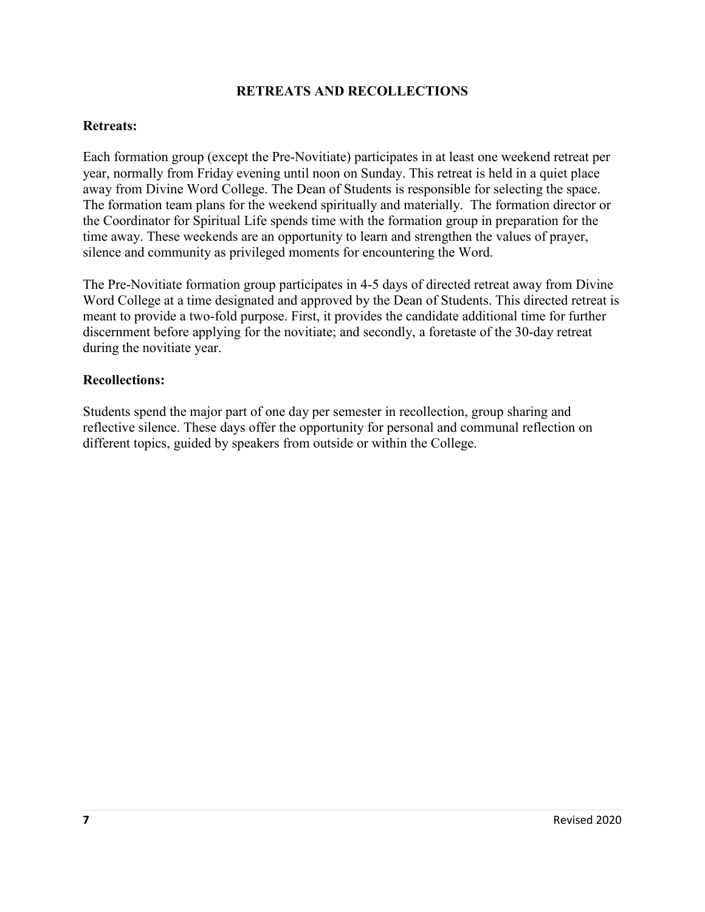## RETREATS AND RECOLLECTIONS

### Retreats:

Each formation group (except the Pre-Novitiate) participates in at least one weekend retreat per year, normally from Friday evening until noon on Sunday. This retreat is held in a quiet place away from Divine Word College. The Dean of Students is responsible for selecting the space. The formation team plans for the weekend spiritually and materially. The formation director or the Coordinator for Spiritual Life spends time with the formation group in preparation for the time away. These weekends are an opportunity to learn and strengthen the values of prayer, silence and community as privileged moments for encountering the Word.

The Pre-Novitiate formation group participates in 4-5 days of directed retreat away from Divine Word College at a time designated and approved by the Dean of Students. This directed retreat is meant to provide a two-fold purpose. First, it provides the candidate additional time for further discernment before applying for the novitiate; and secondly, a foretaste of the 30-day retreat during the novitiate year.

### Recollections:

Students spend the major part of one day per semester in recollection, group sharing and reflective silence. These days offer the opportunity for personal and communal reflection on different topics, guided by speakers from outside or within the College.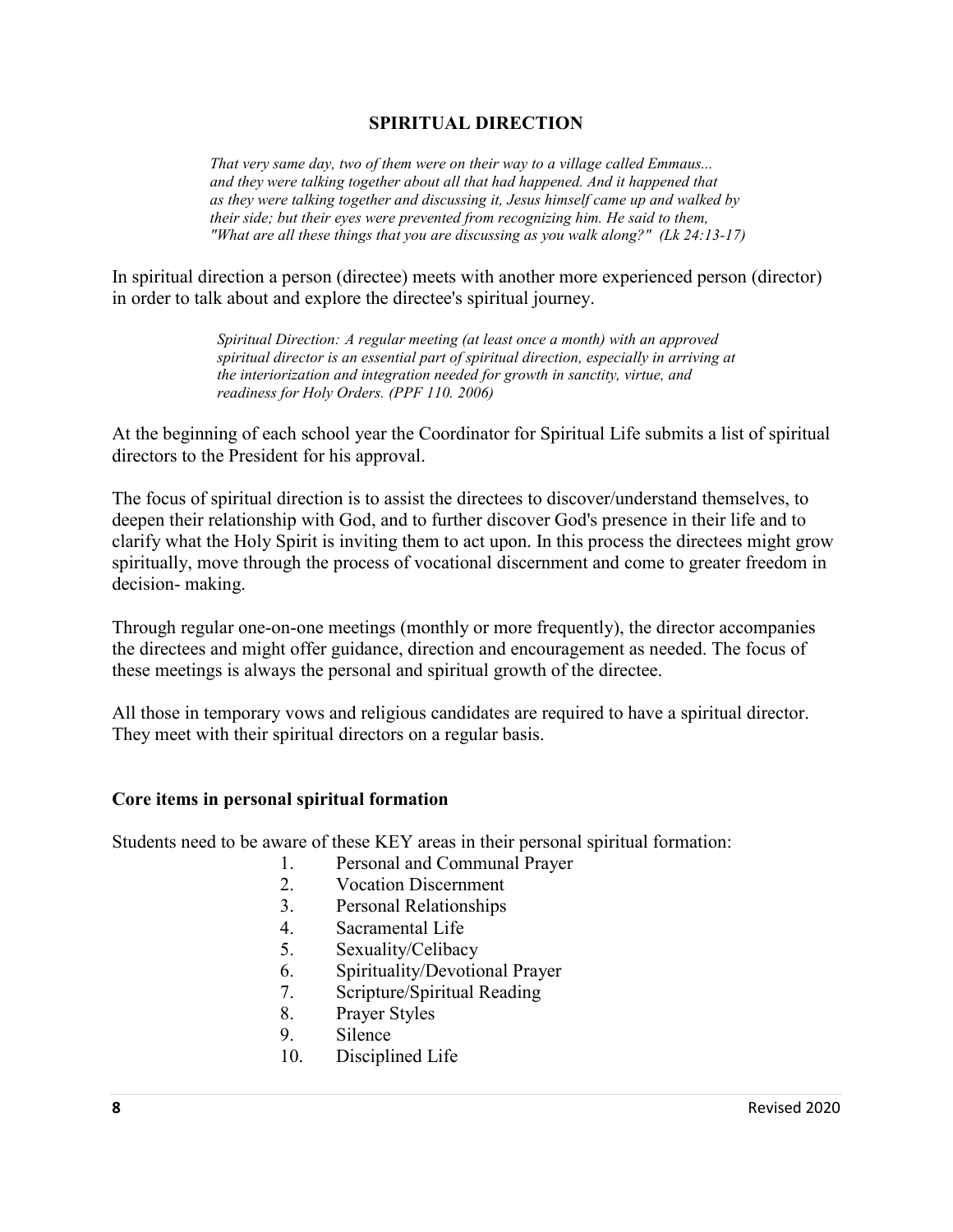# SPIRITUAL DIRECTION

> *That very same day, two of them were on their way to a village called Emmaus... and they were talking together about all that had happened. And it happened that as they were talking together and discussing it, Jesus himself came up and walked by their side; but their eyes were prevented from recognizing him. He said to them, "What are all these things that you are discussing as you walk along?" (Lk 24:13-17)*

In spiritual direction a person (directee) meets with another more experienced person (director) in order to talk about and explore the directee's spiritual journey.

> *Spiritual Direction: A regular meeting (at least once a month) with an approved spiritual director is an essential part of spiritual direction, especially in arriving at the interiorization and integration needed for growth in sanctity, virtue, and readiness for Holy Orders. (PPF 110. 2006)*

At the beginning of each school year the Coordinator for Spiritual Life submits a list of spiritual directors to the President for his approval.

The focus of spiritual direction is to assist the directees to discover/understand themselves, to deepen their relationship with God, and to further discover God's presence in their life and to clarify what the Holy Spirit is inviting them to act upon. In this process the directees might grow spiritually, move through the process of vocational discernment and come to greater freedom in decision- making.

Through regular one-on-one meetings (monthly or more frequently), the director accompanies the directees and might offer guidance, direction and encouragement as needed. The focus of these meetings is always the personal and spiritual growth of the directee.

All those in temporary vows and religious candidates are required to have a spiritual director. They meet with their spiritual directors on a regular basis.

### Core items in personal spiritual formation

Students need to be aware of these KEY areas in their personal spiritual formation:

1. Personal and Communal Prayer
2. Vocation Discernment
3. Personal Relationships
4. Sacramental Life
5. Sexuality/Celibacy
6. Spirituality/Devotional Prayer
7. Scripture/Spiritual Reading
8. Prayer Styles
9. Silence
10. Disciplined Life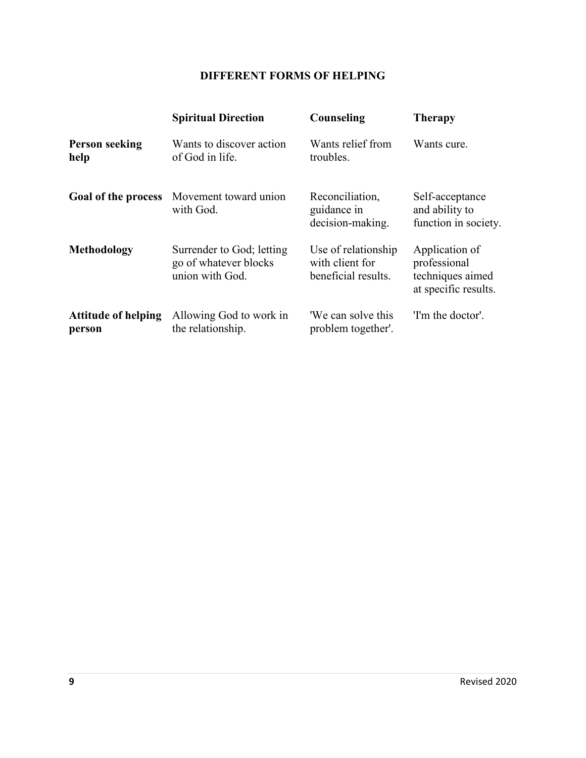## DIFFERENT FORMS OF HELPING

| | **Spiritual Direction** | **Counseling** | **Therapy** |
|---|---|---|---|
| **Person seeking help** | Wants to discover action of God in life. | Wants relief from troubles. | Wants cure. |
| **Goal of the process** | Movement toward union with God. | Reconciliation, guidance in decision-making. | Self-acceptance and ability to function in society. |
| **Methodology** | Surrender to God; letting go of whatever blocks union with God. | Use of relationship with client for beneficial results. | Application of professional techniques aimed at specific results. |
| **Attitude of helping person** | Allowing God to work in the relationship. | 'We can solve this problem together'. | 'I'm the doctor'. |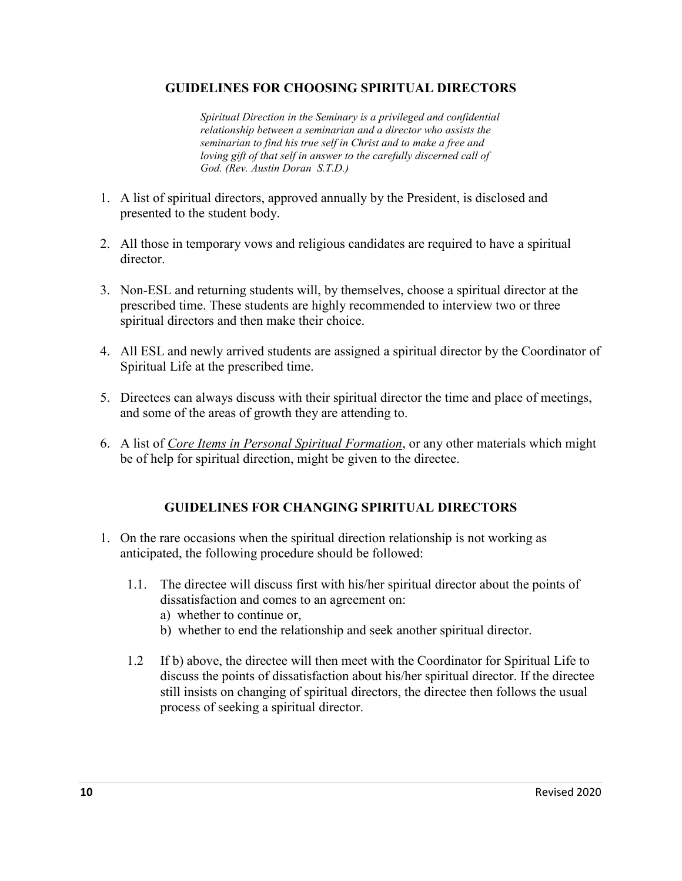## GUIDELINES FOR CHOOSING SPIRITUAL DIRECTORS

> *Spiritual Direction in the Seminary is a privileged and confidential relationship between a seminarian and a director who assists the seminarian to find his true self in Christ and to make a free and loving gift of that self in answer to the carefully discerned call of God. (Rev. Austin Doran S.T.D.)*

1. A list of spiritual directors, approved annually by the President, is disclosed and presented to the student body.

2. All those in temporary vows and religious candidates are required to have a spiritual director.

3. Non-ESL and returning students will, by themselves, choose a spiritual director at the prescribed time. These students are highly recommended to interview two or three spiritual directors and then make their choice.

4. All ESL and newly arrived students are assigned a spiritual director by the Coordinator of Spiritual Life at the prescribed time.

5. Directees can always discuss with their spiritual director the time and place of meetings, and some of the areas of growth they are attending to.

6. A list of ***<u>Core Items in Personal Spiritual Formation</u>***, or any other materials which might be of help for spiritual direction, might be given to the directee.

## GUIDELINES FOR CHANGING SPIRITUAL DIRECTORS

1. On the rare occasions when the spiritual direction relationship is not working as anticipated, the following procedure should be followed:

   1.1. The directee will discuss first with his/her spiritual director about the points of dissatisfaction and comes to an agreement on:
   a) whether to continue or,
   b) whether to end the relationship and seek another spiritual director.

   1.2 If b) above, the directee will then meet with the Coordinator for Spiritual Life to discuss the points of dissatisfaction about his/her spiritual director. If the directee still insists on changing of spiritual directors, the directee then follows the usual process of seeking a spiritual director.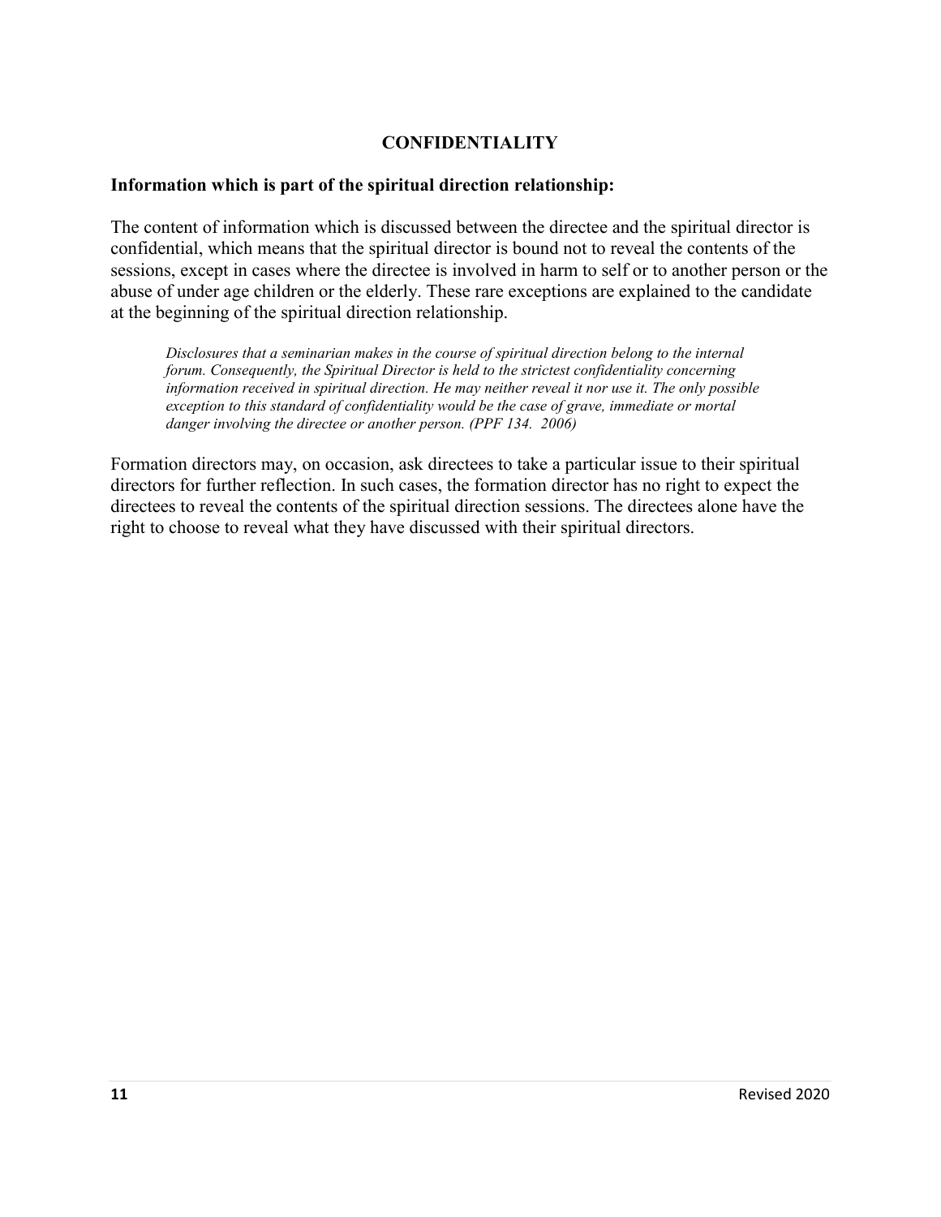## CONFIDENTIALITY

**Information which is part of the spiritual direction relationship:**

The content of information which is discussed between the directee and the spiritual director is confidential, which means that the spiritual director is bound not to reveal the contents of the sessions, except in cases where the directee is involved in harm to self or to another person or the abuse of under age children or the elderly. These rare exceptions are explained to the candidate at the beginning of the spiritual direction relationship.

> *Disclosures that a seminarian makes in the course of spiritual direction belong to the internal forum. Consequently, the Spiritual Director is held to the strictest confidentiality concerning information received in spiritual direction. He may neither reveal it nor use it. The only possible exception to this standard of confidentiality would be the case of grave, immediate or mortal danger involving the directee or another person. (PPF 134. 2006)*

Formation directors may, on occasion, ask directees to take a particular issue to their spiritual directors for further reflection. In such cases, the formation director has no right to expect the directees to reveal the contents of the spiritual direction sessions. The directees alone have the right to choose to reveal what they have discussed with their spiritual directors.